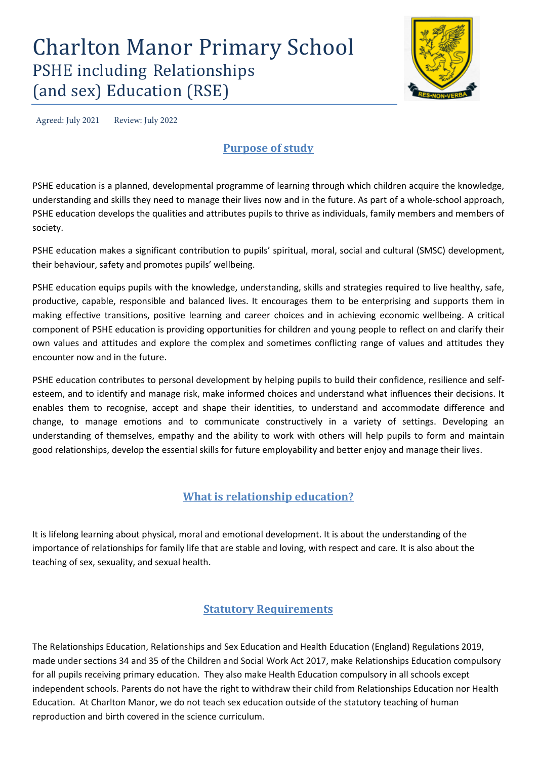# Charlton Manor Primary School

## PSHE including Relationships (and sex) Education (RSE)

Agreed: July 2021 Review: July 2022

### Purpose of study

PSHE education is a planned, developmental programme of learning through which children acquire the knowledge, understanding and skills they need to manage their lives now and in the future. As part of a whole-school approach, PSHE education develops the qualities and attributes pupils to thrive as individuals, family members and members of society.

PSHE education makes a significant contribution to pupils' spiritual, moral, social and cultural (SMSC) development, their behaviour, safety and promotes pupils' wellbeing.

PSHE education equips pupils with the knowledge, understanding, skills and strategies required to live healthy, safe, productive, capable, responsible and balanced lives. It encourages them to be enterprising and supports them in making effective transitions, positive learning and career choices and in achieving economic wellbeing. A critical component of PSHE education is providing opportunities for children and young people to reflect on and clarify their own values and attitudes and explore the complex and sometimes conflicting range of values and attitudes they encounter now and in the future.

PSHE education contributes to personal development by helping pupils to build their confidence, resilience and self-esteem, and to identify and manage risk, make informed choices and understand what influences their decisions. It enables them to recognise, accept and shape their identities, to understand and accommodate difference and change, to manage emotions and to communicate constructively in a variety of settings. Developing an understanding of themselves, empathy and the ability to work with others will help pupils to form and maintain good relationships, develop the essential skills for future employability and better enjoy and manage their lives.

### What is relationship education?

It is lifelong learning about physical, moral and emotional development. It is about the understanding of the importance of relationships for family life that are stable and loving, with respect and care. It is also about the teaching of sex, sexuality, and sexual health.

### Statutory Requirements

The Relationships Education, Relationships and Sex Education and Health Education (England) Regulations 2019, made under sections 34 and 35 of the Children and Social Work Act 2017, make Relationships Education compulsory for all pupils receiving primary education. They also make Health Education compulsory in all schools except independent schools. Parents do not have the right to withdraw their child from Relationships Education nor Health Education. At Charlton Manor, we do not teach sex education outside of the statutory teaching of human reproduction and birth covered in the science curriculum.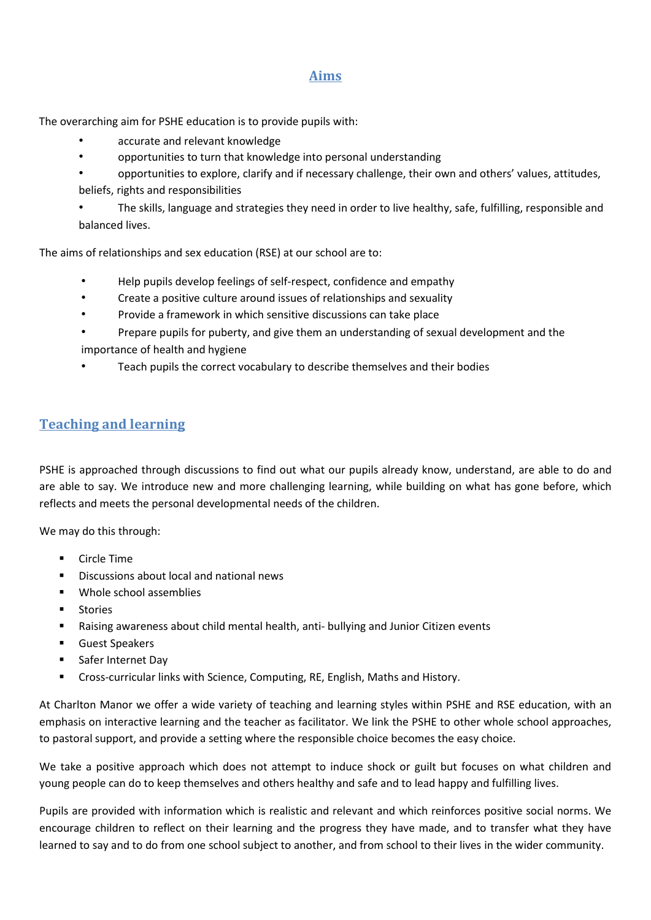## Aims

The overarching aim for PSHE education is to provide pupils with:

- accurate and relevant knowledge
- opportunities to turn that knowledge into personal understanding
- opportunities to explore, clarify and if necessary challenge, their own and others' values, attitudes, beliefs, rights and responsibilities
- The skills, language and strategies they need in order to live healthy, safe, fulfilling, responsible and balanced lives.

The aims of relationships and sex education (RSE) at our school are to:

- Help pupils develop feelings of self-respect, confidence and empathy
- Create a positive culture around issues of relationships and sexuality
- Provide a framework in which sensitive discussions can take place
- Prepare pupils for puberty, and give them an understanding of sexual development and the importance of health and hygiene
- Teach pupils the correct vocabulary to describe themselves and their bodies

## Teaching and learning

PSHE is approached through discussions to find out what our pupils already know, understand, are able to do and are able to say. We introduce new and more challenging learning, while building on what has gone before, which reflects and meets the personal developmental needs of the children.

We may do this through:

- Circle Time
- Discussions about local and national news
- Whole school assemblies
- Stories
- Raising awareness about child mental health, anti- bullying and Junior Citizen events
- Guest Speakers
- Safer Internet Day
- Cross-curricular links with Science, Computing, RE, English, Maths and History.

At Charlton Manor we offer a wide variety of teaching and learning styles within PSHE and RSE education, with an emphasis on interactive learning and the teacher as facilitator. We link the PSHE to other whole school approaches, to pastoral support, and provide a setting where the responsible choice becomes the easy choice.

We take a positive approach which does not attempt to induce shock or guilt but focuses on what children and young people can do to keep themselves and others healthy and safe and to lead happy and fulfilling lives.

Pupils are provided with information which is realistic and relevant and which reinforces positive social norms. We encourage children to reflect on their learning and the progress they have made, and to transfer what they have learned to say and to do from one school subject to another, and from school to their lives in the wider community.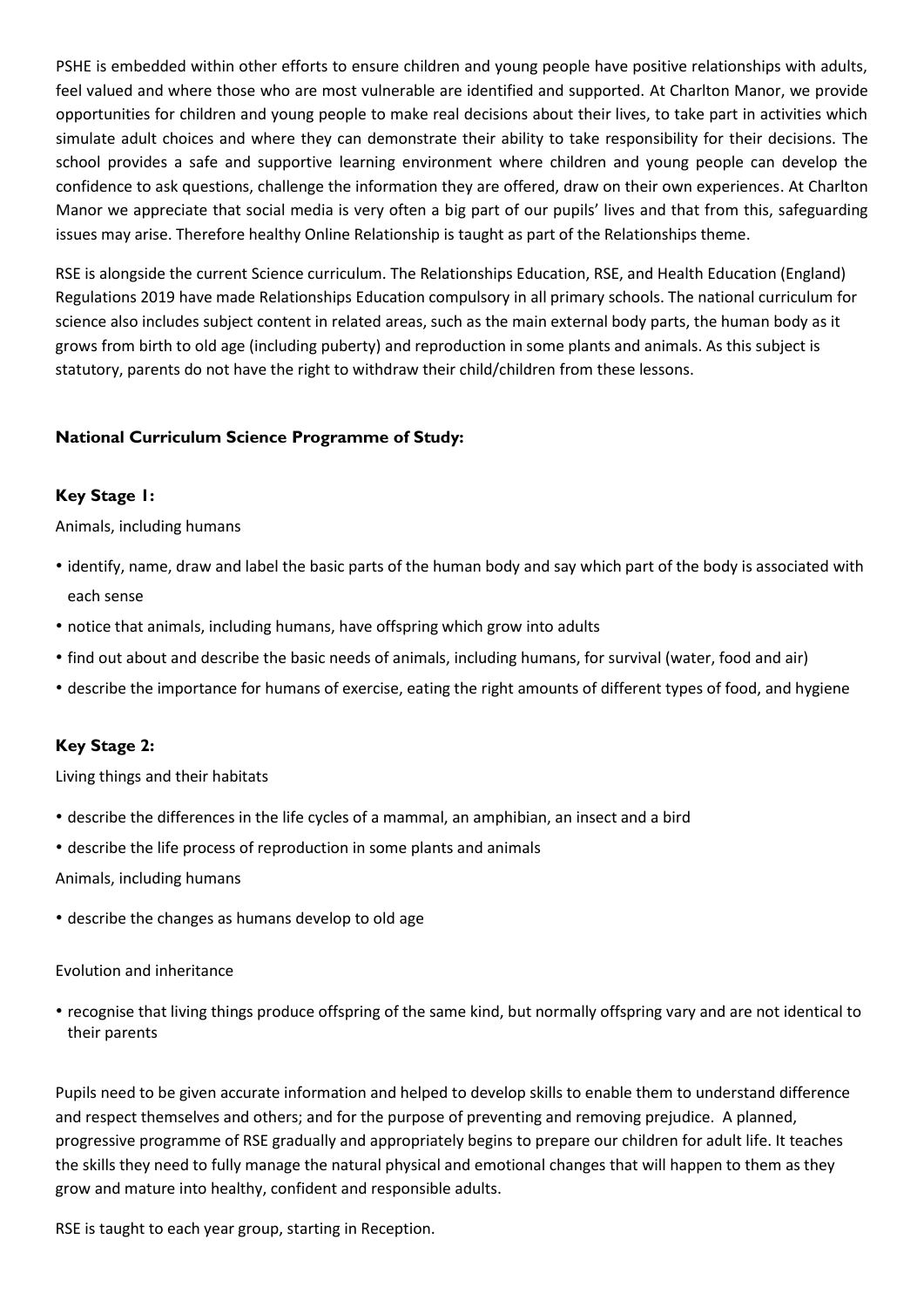PSHE is embedded within other efforts to ensure children and young people have positive relationships with adults, feel valued and where those who are most vulnerable are identified and supported. At Charlton Manor, we provide opportunities for children and young people to make real decisions about their lives, to take part in activities which simulate adult choices and where they can demonstrate their ability to take responsibility for their decisions. The school provides a safe and supportive learning environment where children and young people can develop the confidence to ask questions, challenge the information they are offered, draw on their own experiences. At Charlton Manor we appreciate that social media is very often a big part of our pupils' lives and that from this, safeguarding issues may arise. Therefore healthy Online Relationship is taught as part of the Relationships theme.

RSE is alongside the current Science curriculum. The Relationships Education, RSE, and Health Education (England) Regulations 2019 have made Relationships Education compulsory in all primary schools. The national curriculum for science also includes subject content in related areas, such as the main external body parts, the human body as it grows from birth to old age (including puberty) and reproduction in some plants and animals. As this subject is statutory, parents do not have the right to withdraw their child/children from these lessons.

### National Curriculum Science Programme of Study:

### Key Stage 1:

Animals, including humans

- identify, name, draw and label the basic parts of the human body and say which part of the body is associated with each sense
- notice that animals, including humans, have offspring which grow into adults
- find out about and describe the basic needs of animals, including humans, for survival (water, food and air)
- describe the importance for humans of exercise, eating the right amounts of different types of food, and hygiene

### Key Stage 2:

Living things and their habitats

- describe the differences in the life cycles of a mammal, an amphibian, an insect and a bird
- describe the life process of reproduction in some plants and animals

Animals, including humans

- describe the changes as humans develop to old age

Evolution and inheritance

- recognise that living things produce offspring of the same kind, but normally offspring vary and are not identical to their parents

Pupils need to be given accurate information and helped to develop skills to enable them to understand difference and respect themselves and others; and for the purpose of preventing and removing prejudice. A planned, progressive programme of RSE gradually and appropriately begins to prepare our children for adult life. It teaches the skills they need to fully manage the natural physical and emotional changes that will happen to them as they grow and mature into healthy, confident and responsible adults.

RSE is taught to each year group, starting in Reception.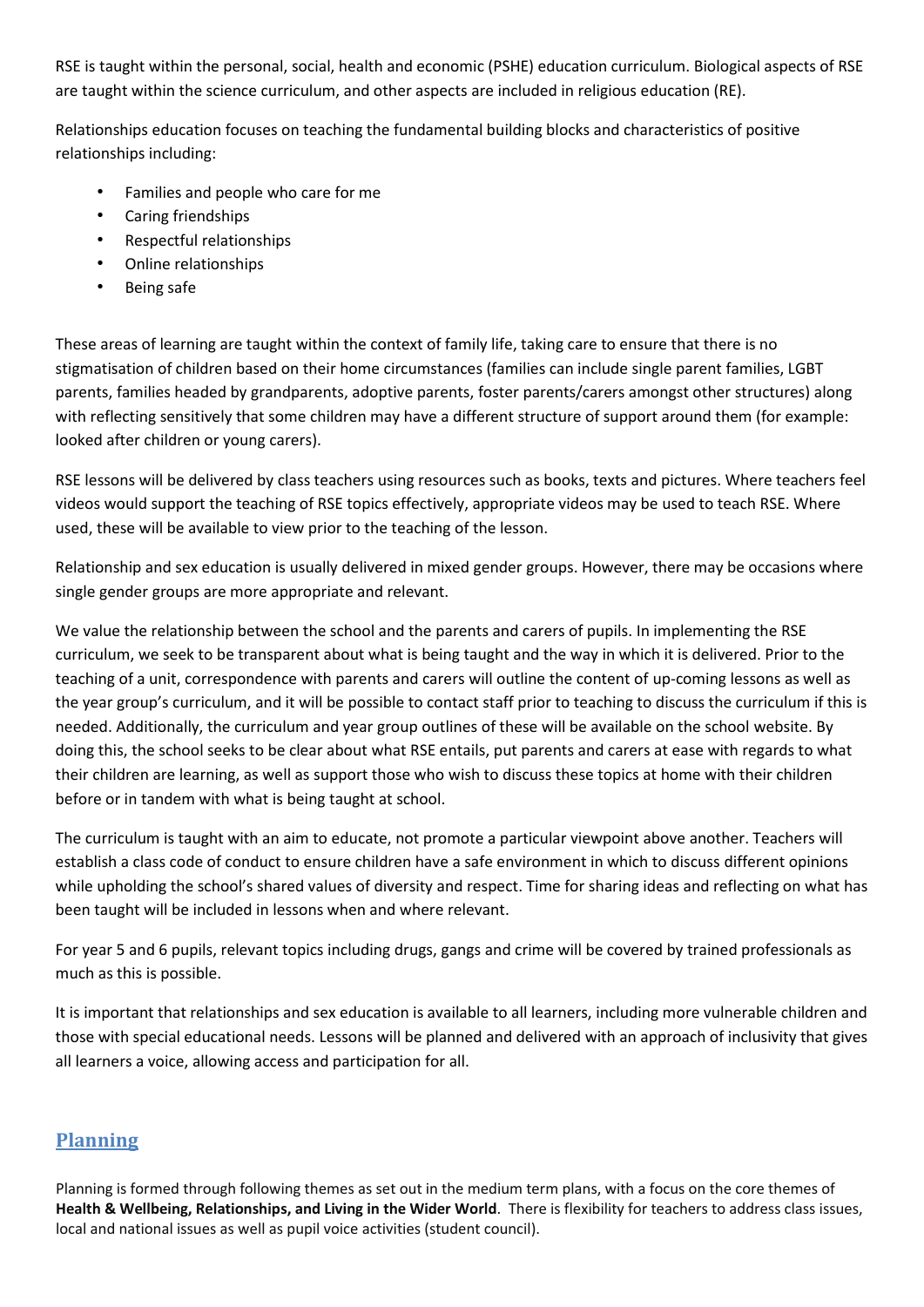RSE is taught within the personal, social, health and economic (PSHE) education curriculum. Biological aspects of RSE are taught within the science curriculum, and other aspects are included in religious education (RE).

Relationships education focuses on teaching the fundamental building blocks and characteristics of positive relationships including:

- Families and people who care for me
- Caring friendships
- Respectful relationships
- Online relationships
- Being safe

These areas of learning are taught within the context of family life, taking care to ensure that there is no stigmatisation of children based on their home circumstances (families can include single parent families, LGBT parents, families headed by grandparents, adoptive parents, foster parents/carers amongst other structures) along with reflecting sensitively that some children may have a different structure of support around them (for example: looked after children or young carers).

RSE lessons will be delivered by class teachers using resources such as books, texts and pictures. Where teachers feel videos would support the teaching of RSE topics effectively, appropriate videos may be used to teach RSE. Where used, these will be available to view prior to the teaching of the lesson.

Relationship and sex education is usually delivered in mixed gender groups. However, there may be occasions where single gender groups are more appropriate and relevant.

We value the relationship between the school and the parents and carers of pupils. In implementing the RSE curriculum, we seek to be transparent about what is being taught and the way in which it is delivered. Prior to the teaching of a unit, correspondence with parents and carers will outline the content of up-coming lessons as well as the year group's curriculum, and it will be possible to contact staff prior to teaching to discuss the curriculum if this is needed. Additionally, the curriculum and year group outlines of these will be available on the school website. By doing this, the school seeks to be clear about what RSE entails, put parents and carers at ease with regards to what their children are learning, as well as support those who wish to discuss these topics at home with their children before or in tandem with what is being taught at school.

The curriculum is taught with an aim to educate, not promote a particular viewpoint above another. Teachers will establish a class code of conduct to ensure children have a safe environment in which to discuss different opinions while upholding the school's shared values of diversity and respect. Time for sharing ideas and reflecting on what has been taught will be included in lessons when and where relevant.

For year 5 and 6 pupils, relevant topics including drugs, gangs and crime will be covered by trained professionals as much as this is possible.

It is important that relationships and sex education is available to all learners, including more vulnerable children and those with special educational needs. Lessons will be planned and delivered with an approach of inclusivity that gives all learners a voice, allowing access and participation for all.

## Planning

Planning is formed through following themes as set out in the medium term plans, with a focus on the core themes of **Health & Wellbeing, Relationships, and Living in the Wider World**. There is flexibility for teachers to address class issues, local and national issues as well as pupil voice activities (student council).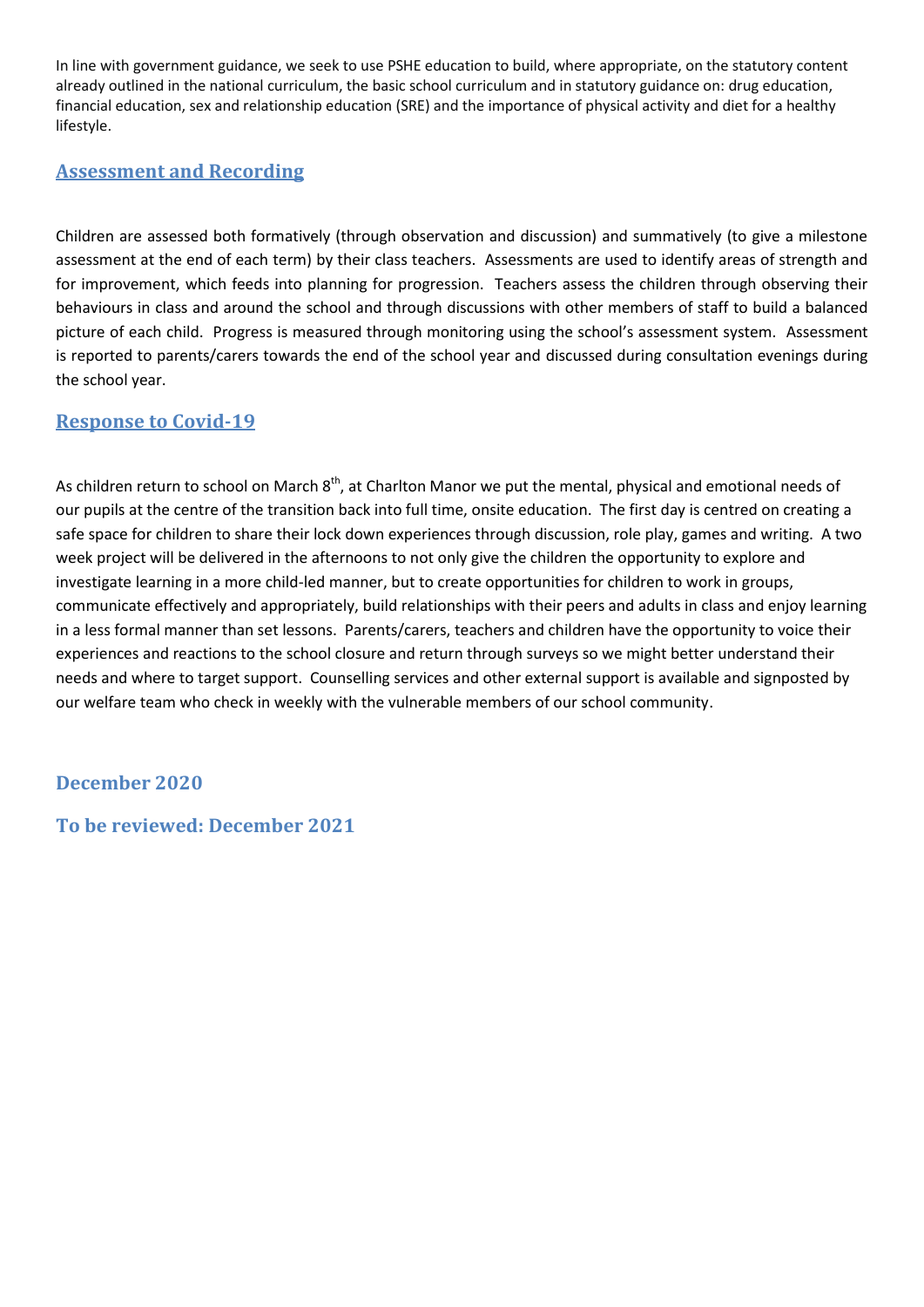In line with government guidance, we seek to use PSHE education to build, where appropriate, on the statutory content already outlined in the national curriculum, the basic school curriculum and in statutory guidance on: drug education, financial education, sex and relationship education (SRE) and the importance of physical activity and diet for a healthy lifestyle.

## Assessment and Recording

Children are assessed both formatively (through observation and discussion) and summatively (to give a milestone assessment at the end of each term) by their class teachers. Assessments are used to identify areas of strength and for improvement, which feeds into planning for progression. Teachers assess the children through observing their behaviours in class and around the school and through discussions with other members of staff to build a balanced picture of each child. Progress is measured through monitoring using the school's assessment system. Assessment is reported to parents/carers towards the end of the school year and discussed during consultation evenings during the school year.

## Response to Covid-19

As children return to school on March 8th, at Charlton Manor we put the mental, physical and emotional needs of our pupils at the centre of the transition back into full time, onsite education. The first day is centred on creating a safe space for children to share their lock down experiences through discussion, role play, games and writing. A two week project will be delivered in the afternoons to not only give the children the opportunity to explore and investigate learning in a more child-led manner, but to create opportunities for children to work in groups, communicate effectively and appropriately, build relationships with their peers and adults in class and enjoy learning in a less formal manner than set lessons. Parents/carers, teachers and children have the opportunity to voice their experiences and reactions to the school closure and return through surveys so we might better understand their needs and where to target support. Counselling services and other external support is available and signposted by our welfare team who check in weekly with the vulnerable members of our school community.

**December 2020**

**To be reviewed: December 2021**